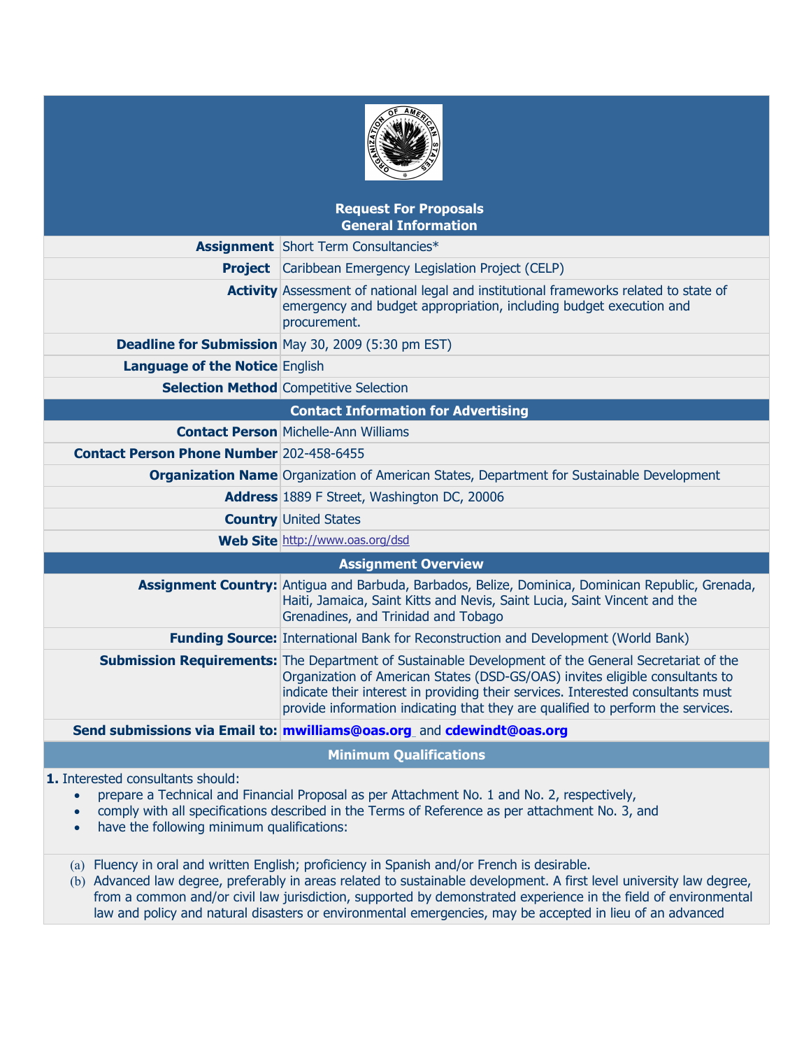## Request For Proposals
## General Information

| | |
|---|---|
| **Assignment** | Short Term Consultancies* |
| **Project** | Caribbean Emergency Legislation Project (CELP) |
| **Activity** | Assessment of national legal and institutional frameworks related to state of emergency and budget appropriation, including budget execution and procurement. |
| **Deadline for Submission** | May 30, 2009 (5:30 pm EST) |
| **Language of the Notice** | English |
| **Selection Method** | Competitive Selection |

### Contact Information for Advertising

| | |
|---|---|
| **Contact Person** | Michelle-Ann Williams |
| **Contact Person Phone Number** | 202-458-6455 |
| **Organization Name** | Organization of American States, Department for Sustainable Development |
| **Address** | 1889 F Street, Washington DC, 20006 |
| **Country** | United States |
| **Web Site** | http://www.oas.org/dsd |

### Assignment Overview

| | |
|---|---|
| **Assignment Country:** | Antigua and Barbuda, Barbados, Belize, Dominica, Dominican Republic, Grenada, Haiti, Jamaica, Saint Kitts and Nevis, Saint Lucia, Saint Vincent and the Grenadines, and Trinidad and Tobago |
| **Funding Source:** | International Bank for Reconstruction and Development (World Bank) |
| **Submission Requirements:** | The Department of Sustainable Development of the General Secretariat of the Organization of American States (DSD-GS/OAS) invites eligible consultants to indicate their interest in providing their services. Interested consultants must provide information indicating that they are qualified to perform the services. |
| **Send submissions via Email to:** | **mwilliams@oas.org** and **cdewindt@oas.org** |

### Minimum Qualifications

**1.** Interested consultants should:

- prepare a Technical and Financial Proposal as per Attachment No. 1 and No. 2, respectively,
- comply with all specifications described in the Terms of Reference as per attachment No. 3, and
- have the following minimum qualifications:

(a) Fluency in oral and written English; proficiency in Spanish and/or French is desirable.

(b) Advanced law degree, preferably in areas related to sustainable development. A first level university law degree, from a common and/or civil law jurisdiction, supported by demonstrated experience in the field of environmental law and policy and natural disasters or environmental emergencies, may be accepted in lieu of an advanced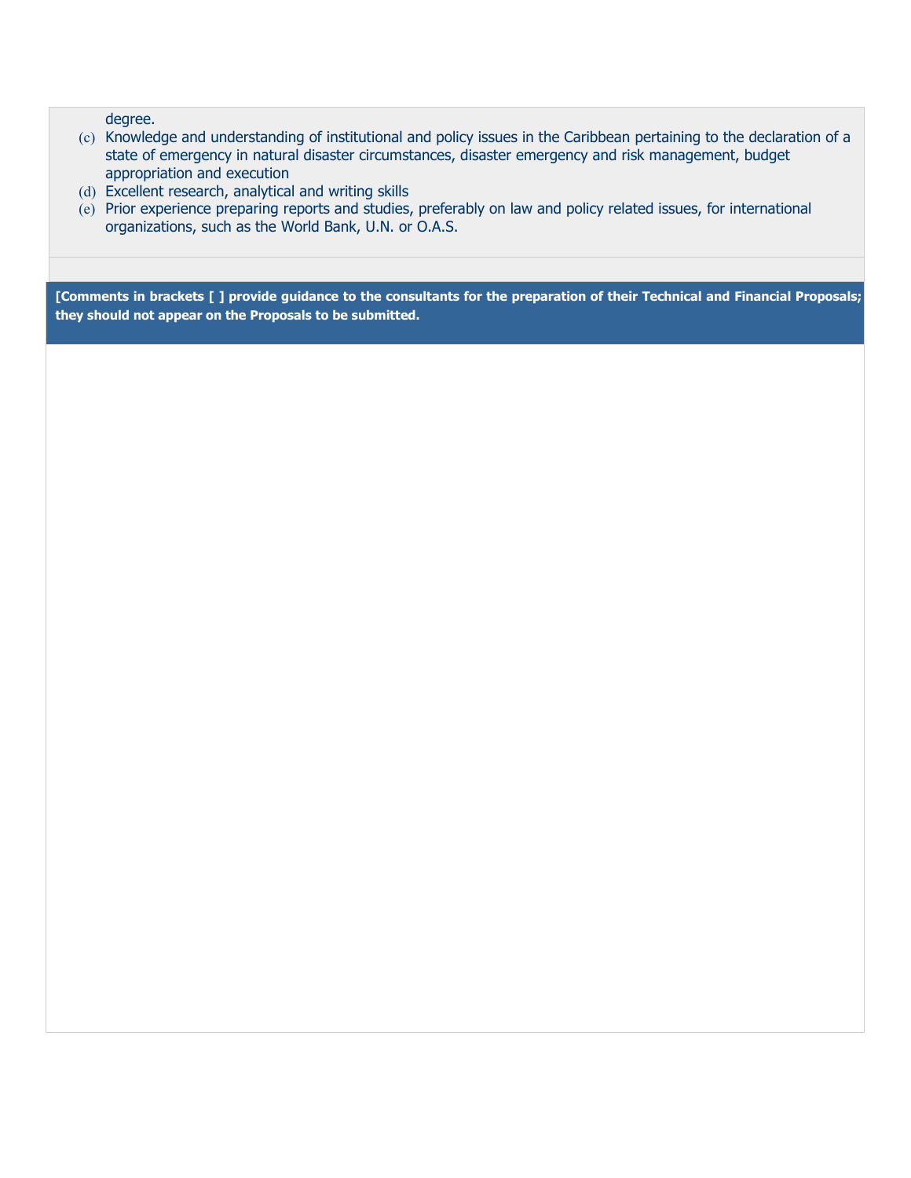degree.

(c) Knowledge and understanding of institutional and policy issues in the Caribbean pertaining to the declaration of a state of emergency in natural disaster circumstances, disaster emergency and risk management, budget appropriation and execution
(d) Excellent research, analytical and writing skills
(e) Prior experience preparing reports and studies, preferably on law and policy related issues, for international organizations, such as the World Bank, U.N. or O.A.S.

**[Comments in brackets [ ] provide guidance to the consultants for the preparation of their Technical and Financial Proposals; they should not appear on the Proposals to be submitted.**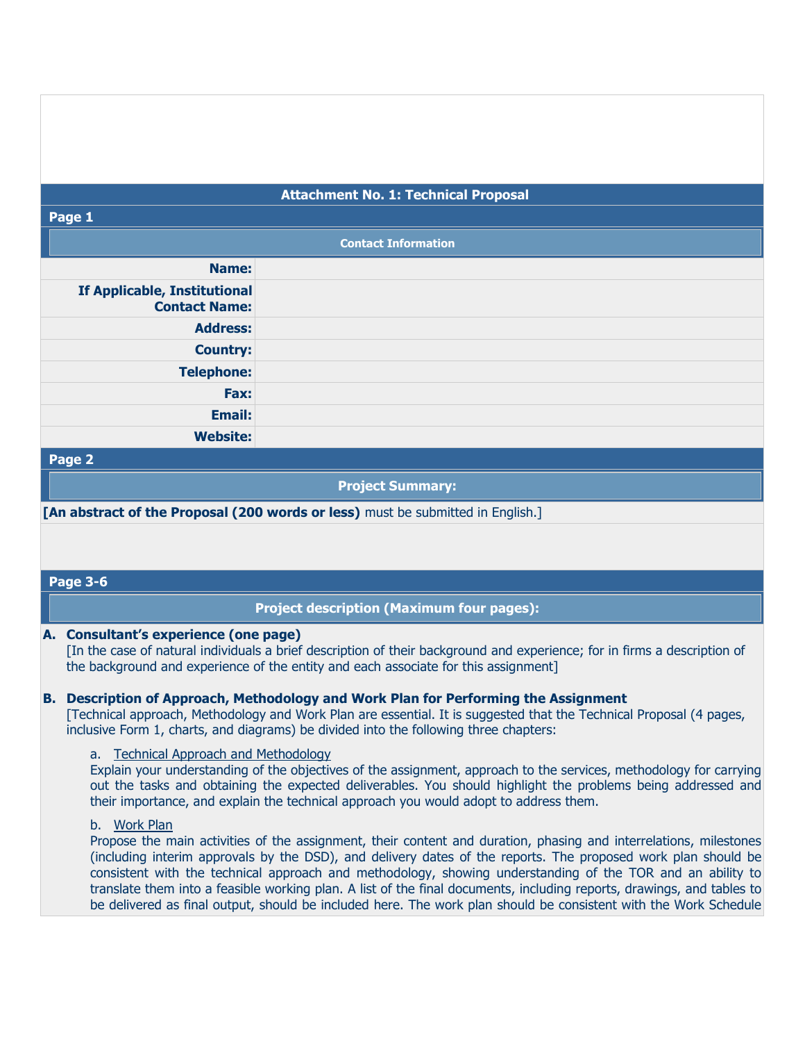## Attachment No. 1: Technical Proposal

**Page 1**

### Contact Information

| | |
|---|---|
| **Name:** | |
| **If Applicable, Institutional Contact Name:** | |
| **Address:** | |
| **Country:** | |
| **Telephone:** | |
| **Fax:** | |
| **Email:** | |
| **Website:** | |

**Page 2**

### Project Summary:

**[An abstract of the Proposal (200 words or less)** must be submitted in English.]

**Page 3-6**

### Project description (Maximum four pages):

**A. Consultant's experience (one page)**

[In the case of natural individuals a brief description of their background and experience; for in firms a description of the background and experience of the entity and each associate for this assignment]

**B. Description of Approach, Methodology and Work Plan for Performing the Assignment**

[Technical approach, Methodology and Work Plan are essential. It is suggested that the Technical Proposal (4 pages, inclusive Form 1, charts, and diagrams) be divided into the following three chapters:

a. Technical Approach and Methodology

Explain your understanding of the objectives of the assignment, approach to the services, methodology for carrying out the tasks and obtaining the expected deliverables. You should highlight the problems being addressed and their importance, and explain the technical approach you would adopt to address them.

b. Work Plan

Propose the main activities of the assignment, their content and duration, phasing and interrelations, milestones (including interim approvals by the DSD), and delivery dates of the reports. The proposed work plan should be consistent with the technical approach and methodology, showing understanding of the TOR and an ability to translate them into a feasible working plan. A list of the final documents, including reports, drawings, and tables to be delivered as final output, should be included here. The work plan should be consistent with the Work Schedule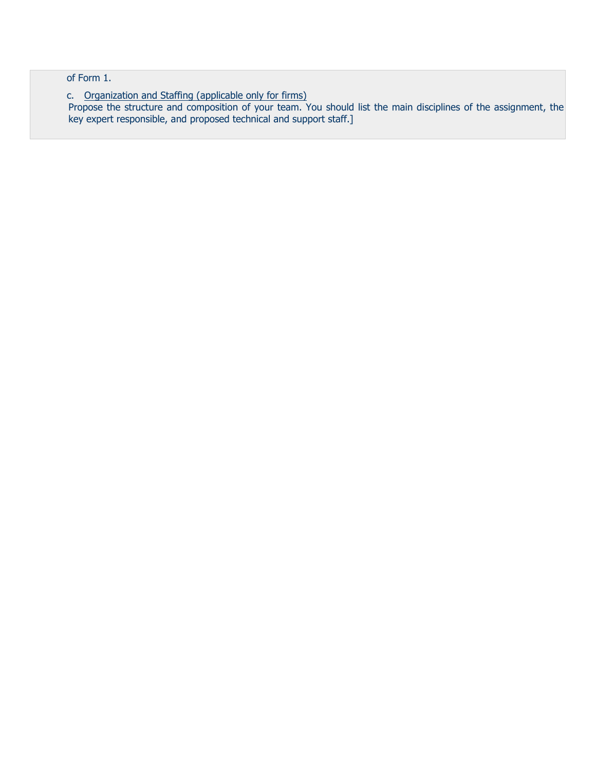of Form 1.

c. Organization and Staffing (applicable only for firms)

Propose the structure and composition of your team. You should list the main disciplines of the assignment, the key expert responsible, and proposed technical and support staff.]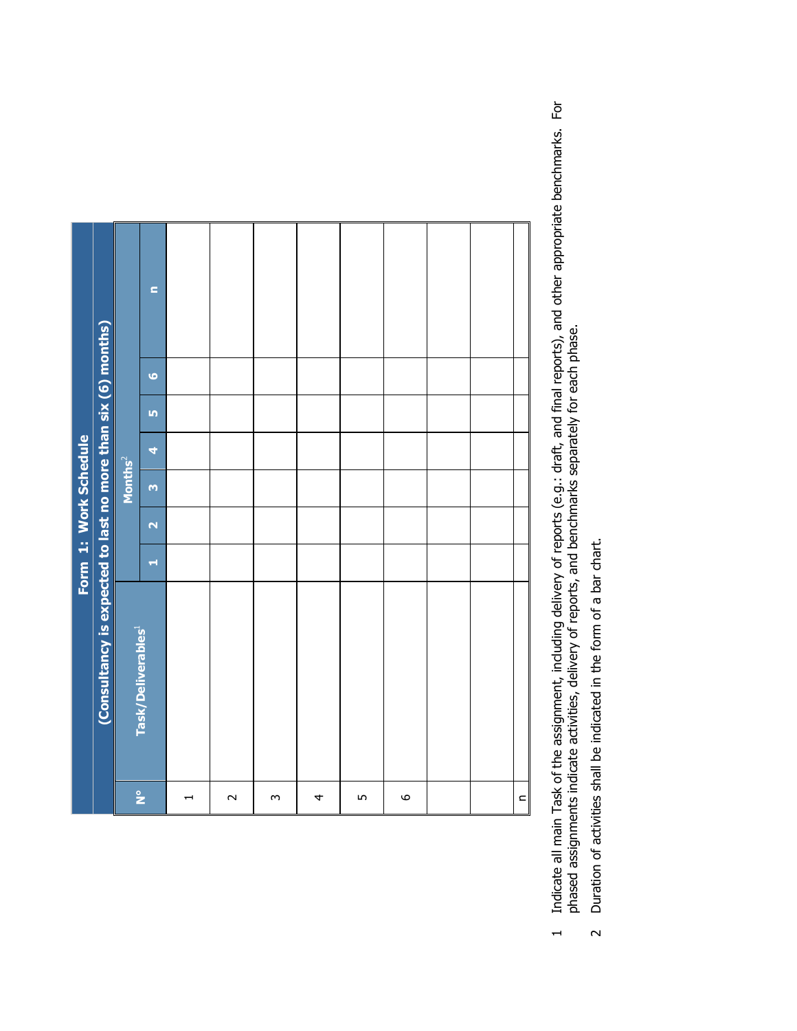# Form 1: Work Schedule

**(Consultancy is expected to last no more than six (6) months)**

| N° | Task/Deliverables[1] | Months[2] | | | | | | |
|---|---|---|---|---|---|---|---|---|
| | | 1 | 2 | 3 | 4 | 5 | 6 | n |
| 1 | | | | | | | | |
| 2 | | | | | | | | |
| 3 | | | | | | | | |
| 4 | | | | | | | | |
| 5 | | | | | | | | |
| 6 | | | | | | | | |
| | | | | | | | | |
| | | | | | | | | |
| n | | | | | | | | |

1 Indicate all main Task of the assignment, including delivery of reports (e.g.: draft, and final reports), and other appropriate benchmarks. For phased assignments indicate activities, delivery of reports, and benchmarks separately for each phase.

2 Duration of activities shall be indicated in the form of a bar chart.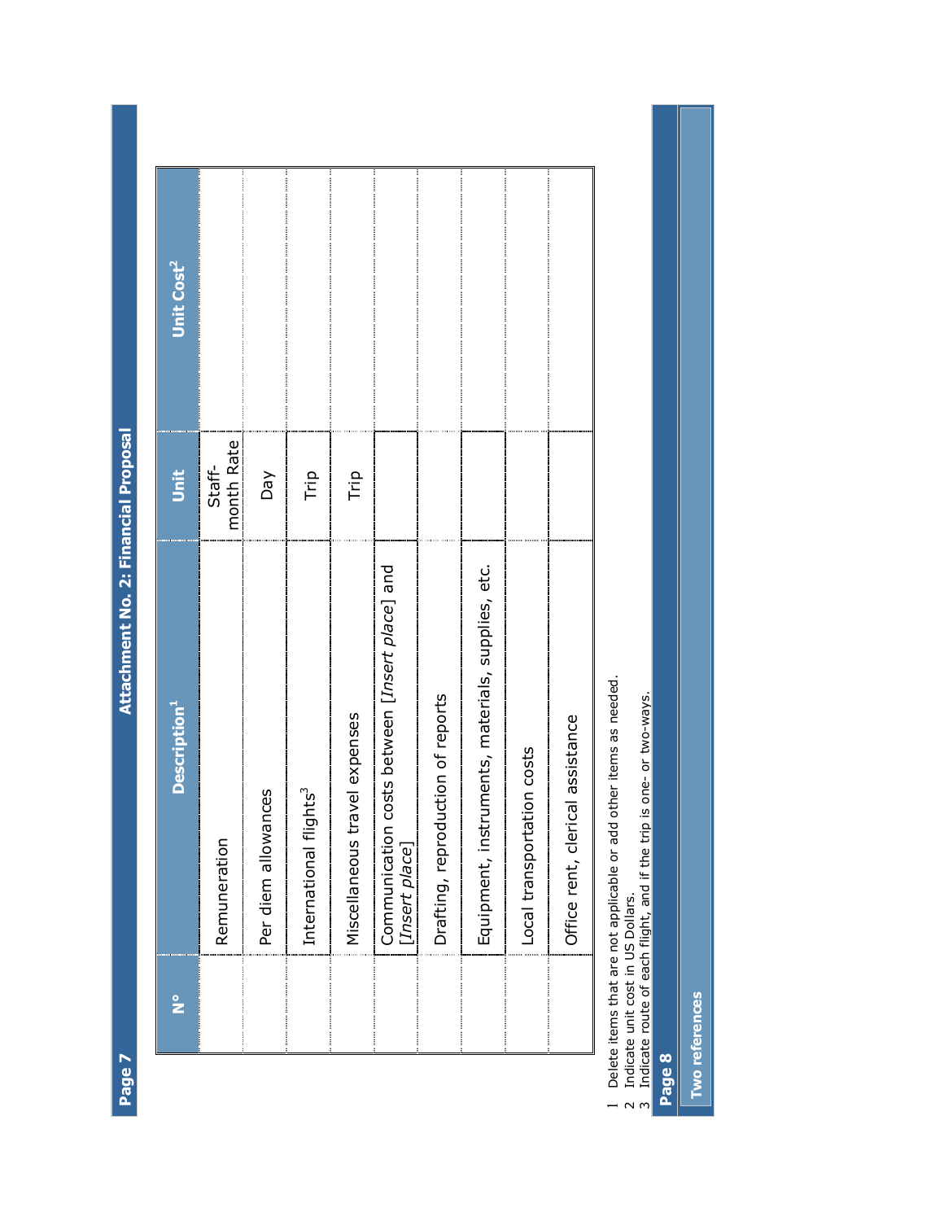## Attachment No. 2: Financial Proposal

| N° | Description[1] | Unit | Unit Cost[2] |
|---|---|---|---|
| | Remuneration | Staff-month Rate | |
| | Per diem allowances | Day | |
| | International flights[3] | Trip | |
| | Miscellaneous travel expenses | Trip | |
| | Communication costs between [*Insert place*] and [*Insert place*] | | |
| | Drafting, reproduction of reports | | |
| | Equipment, instruments, materials, supplies, etc. | | |
| | Local transportation costs | | |
| | Office rent, clerical assistance | | |

1 Delete items that are not applicable or add other items as needed.
2 Indicate unit cost in US Dollars.
3 Indicate route of each flight, and if the trip is one- or two-ways.

### Two references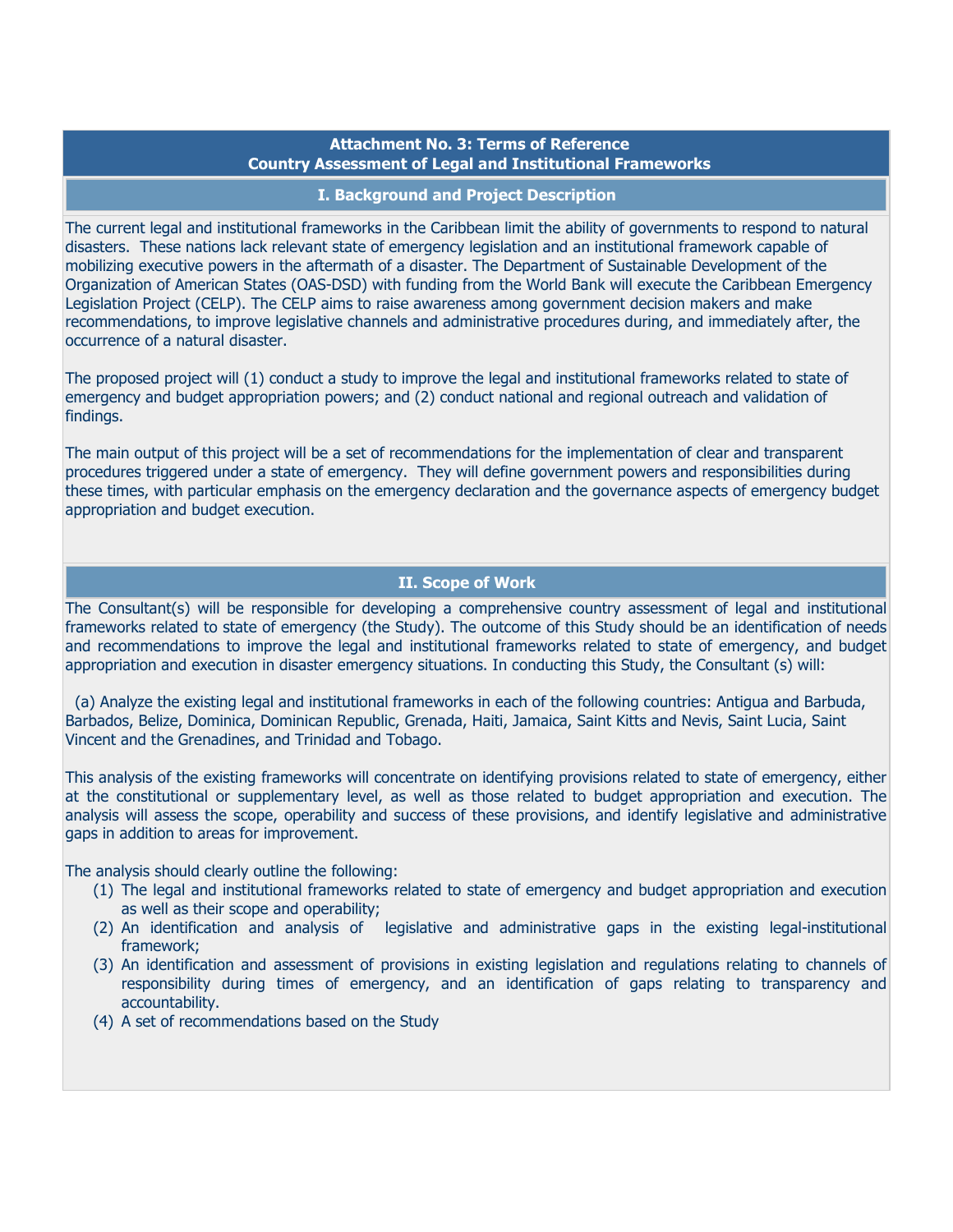# Attachment No. 3: Terms of Reference
# Country Assessment of Legal and Institutional Frameworks

## I. Background and Project Description

The current legal and institutional frameworks in the Caribbean limit the ability of governments to respond to natural disasters. These nations lack relevant state of emergency legislation and an institutional framework capable of mobilizing executive powers in the aftermath of a disaster. The Department of Sustainable Development of the Organization of American States (OAS-DSD) with funding from the World Bank will execute the Caribbean Emergency Legislation Project (CELP). The CELP aims to raise awareness among government decision makers and make recommendations, to improve legislative channels and administrative procedures during, and immediately after, the occurrence of a natural disaster.

The proposed project will (1) conduct a study to improve the legal and institutional frameworks related to state of emergency and budget appropriation powers; and (2) conduct national and regional outreach and validation of findings.

The main output of this project will be a set of recommendations for the implementation of clear and transparent procedures triggered under a state of emergency. They will define government powers and responsibilities during these times, with particular emphasis on the emergency declaration and the governance aspects of emergency budget appropriation and budget execution.

## II. Scope of Work

The Consultant(s) will be responsible for developing a comprehensive country assessment of legal and institutional frameworks related to state of emergency (the Study). The outcome of this Study should be an identification of needs and recommendations to improve the legal and institutional frameworks related to state of emergency, and budget appropriation and execution in disaster emergency situations. In conducting this Study, the Consultant (s) will:

(a) Analyze the existing legal and institutional frameworks in each of the following countries: Antigua and Barbuda, Barbados, Belize, Dominica, Dominican Republic, Grenada, Haiti, Jamaica, Saint Kitts and Nevis, Saint Lucia, Saint Vincent and the Grenadines, and Trinidad and Tobago.

This analysis of the existing frameworks will concentrate on identifying provisions related to state of emergency, either at the constitutional or supplementary level, as well as those related to budget appropriation and execution. The analysis will assess the scope, operability and success of these provisions, and identify legislative and administrative gaps in addition to areas for improvement.

The analysis should clearly outline the following:

(1) The legal and institutional frameworks related to state of emergency and budget appropriation and execution as well as their scope and operability;
(2) An identification and analysis of legislative and administrative gaps in the existing legal-institutional framework;
(3) An identification and assessment of provisions in existing legislation and regulations relating to channels of responsibility during times of emergency, and an identification of gaps relating to transparency and accountability.
(4) A set of recommendations based on the Study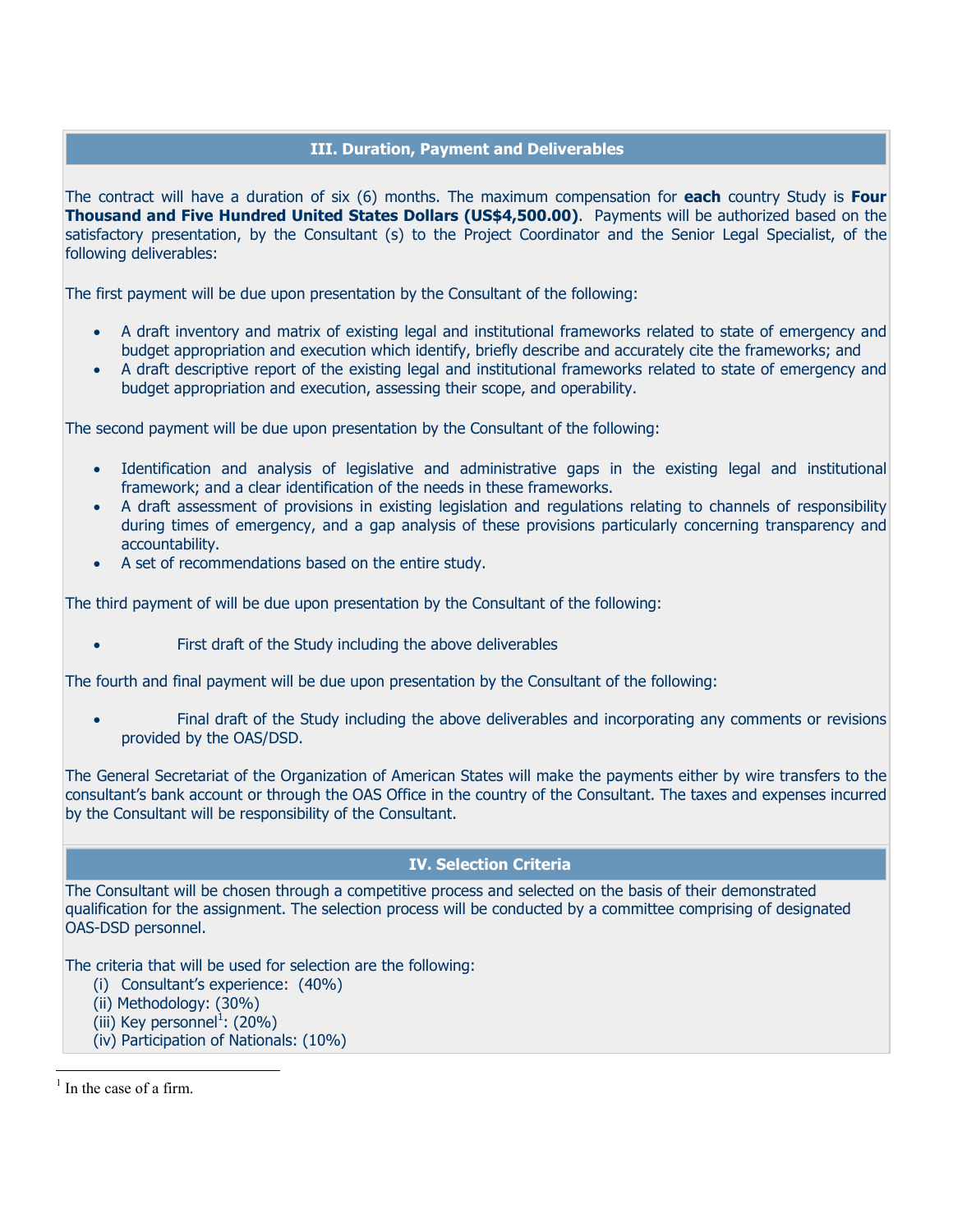## III. Duration, Payment and Deliverables

The contract will have a duration of six (6) months. The maximum compensation for **each** country Study is **Four Thousand and Five Hundred United States Dollars (US$4,500.00)**. Payments will be authorized based on the satisfactory presentation, by the Consultant (s) to the Project Coordinator and the Senior Legal Specialist, of the following deliverables:

The first payment will be due upon presentation by the Consultant of the following:

- A draft inventory and matrix of existing legal and institutional frameworks related to state of emergency and budget appropriation and execution which identify, briefly describe and accurately cite the frameworks; and
- A draft descriptive report of the existing legal and institutional frameworks related to state of emergency and budget appropriation and execution, assessing their scope, and operability.

The second payment will be due upon presentation by the Consultant of the following:

- Identification and analysis of legislative and administrative gaps in the existing legal and institutional framework; and a clear identification of the needs in these frameworks.
- A draft assessment of provisions in existing legislation and regulations relating to channels of responsibility during times of emergency, and a gap analysis of these provisions particularly concerning transparency and accountability.
- A set of recommendations based on the entire study.

The third payment of will be due upon presentation by the Consultant of the following:

- First draft of the Study including the above deliverables

The fourth and final payment will be due upon presentation by the Consultant of the following:

- Final draft of the Study including the above deliverables and incorporating any comments or revisions provided by the OAS/DSD.

The General Secretariat of the Organization of American States will make the payments either by wire transfers to the consultant's bank account or through the OAS Office in the country of the Consultant. The taxes and expenses incurred by the Consultant will be responsibility of the Consultant.

## IV. Selection Criteria

The Consultant will be chosen through a competitive process and selected on the basis of their demonstrated qualification for the assignment. The selection process will be conducted by a committee comprising of designated OAS-DSD personnel.

The criteria that will be used for selection are the following:

(i) Consultant's experience: (40%)
(ii) Methodology: (30%)
(iii) Key personnel[1]: (20%)
(iv) Participation of Nationals: (10%)

[1] In the case of a firm.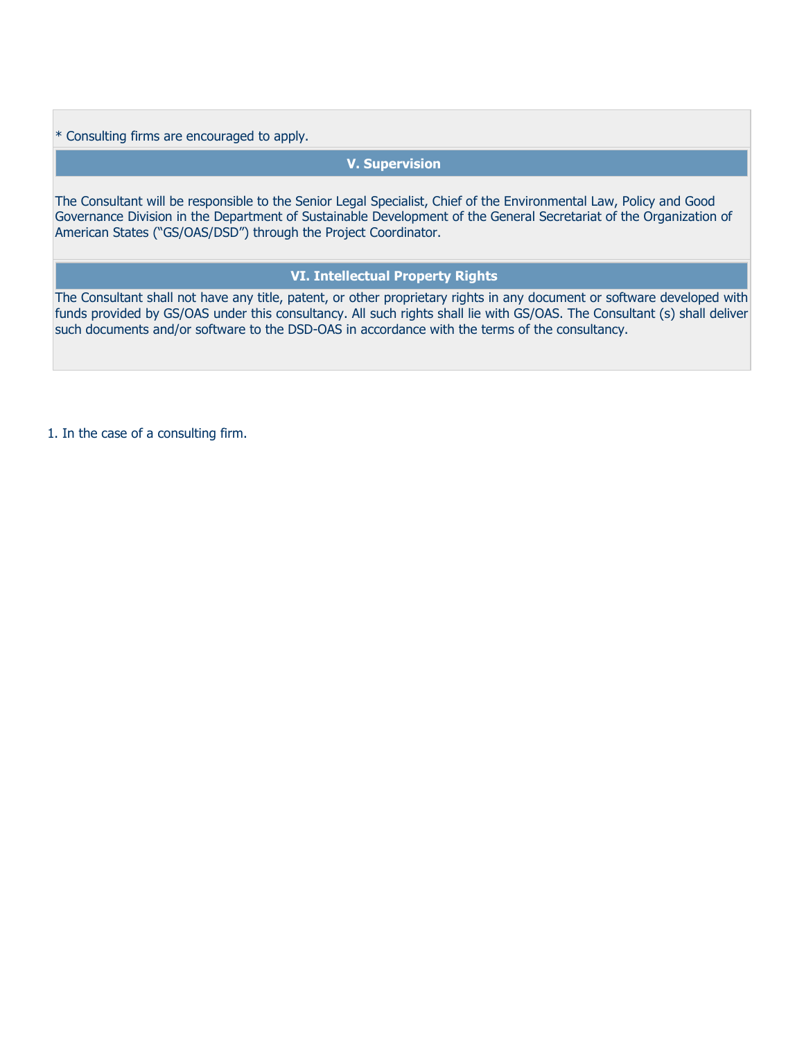* Consulting firms are encouraged to apply.

## V. Supervision

The Consultant will be responsible to the Senior Legal Specialist, Chief of the Environmental Law, Policy and Good Governance Division in the Department of Sustainable Development of the General Secretariat of the Organization of American States (“GS/OAS/DSD”) through the Project Coordinator.

## VI. Intellectual Property Rights

The Consultant shall not have any title, patent, or other proprietary rights in any document or software developed with funds provided by GS/OAS under this consultancy. All such rights shall lie with GS/OAS. The Consultant (s) shall deliver such documents and/or software to the DSD-OAS in accordance with the terms of the consultancy.

1. In the case of a consulting firm.